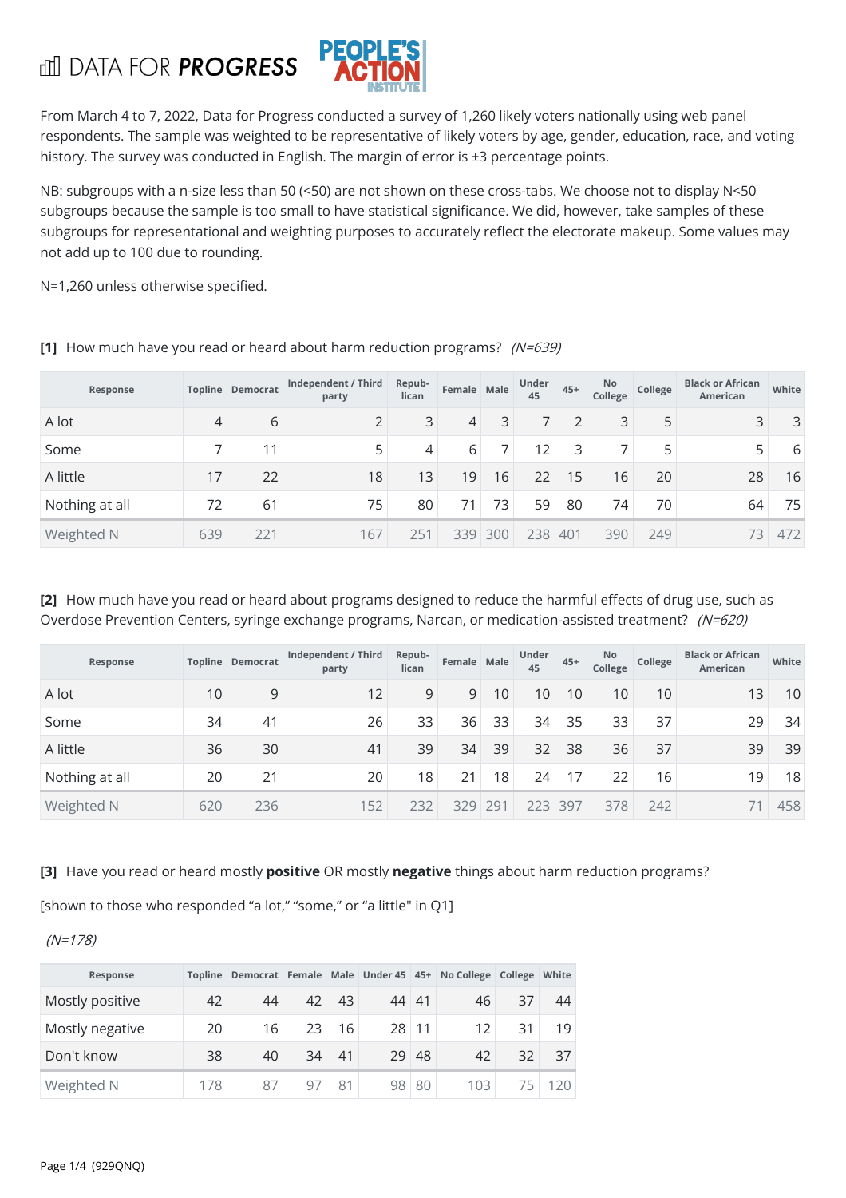DATA FOR **PROGRESS** PEOPLE'S ACTION INSTITUTE

From March 4 to 7, 2022, Data for Progress conducted a survey of 1,260 likely voters nationally using web panel respondents. The sample was weighted to be representative of likely voters by age, gender, education, race, and voting history. The survey was conducted in English. The margin of error is ±3 percentage points.

NB: subgroups with a n-size less than 50 (<50) are not shown on these cross-tabs. We choose not to display N<50 subgroups because the sample is too small to have statistical significance. We did, however, take samples of these subgroups for representational and weighting purposes to accurately reflect the electorate makeup. Some values may not add up to 100 due to rounding.

N=1,260 unless otherwise specified.

**[1]** How much have you read or heard about harm reduction programs? *(N=639)*

| Response | Topline | Democrat | Independent / Third party | Repub-lican | Female | Male | Under 45 | 45+ | No College | College | Black or African American | White |
|---|---|---|---|---|---|---|---|---|---|---|---|---|
| A lot | 4 | 6 | 2 | 3 | 4 | 3 | 7 | 2 | 3 | 5 | 3 | 3 |
| Some | 7 | 11 | 5 | 4 | 6 | 7 | 12 | 3 | 7 | 5 | 5 | 6 |
| A little | 17 | 22 | 18 | 13 | 19 | 16 | 22 | 15 | 16 | 20 | 28 | 16 |
| Nothing at all | 72 | 61 | 75 | 80 | 71 | 73 | 59 | 80 | 74 | 70 | 64 | 75 |
| Weighted N | 639 | 221 | 167 | 251 | 339 | 300 | 238 | 401 | 390 | 249 | 73 | 472 |

**[2]** How much have you read or heard about programs designed to reduce the harmful effects of drug use, such as Overdose Prevention Centers, syringe exchange programs, Narcan, or medication-assisted treatment? *(N=620)*

| Response | Topline | Democrat | Independent / Third party | Repub-lican | Female | Male | Under 45 | 45+ | No College | College | Black or African American | White |
|---|---|---|---|---|---|---|---|---|---|---|---|---|
| A lot | 10 | 9 | 12 | 9 | 9 | 10 | 10 | 10 | 10 | 10 | 13 | 10 |
| Some | 34 | 41 | 26 | 33 | 36 | 33 | 34 | 35 | 33 | 37 | 29 | 34 |
| A little | 36 | 30 | 41 | 39 | 34 | 39 | 32 | 38 | 36 | 37 | 39 | 39 |
| Nothing at all | 20 | 21 | 20 | 18 | 21 | 18 | 24 | 17 | 22 | 16 | 19 | 18 |
| Weighted N | 620 | 236 | 152 | 232 | 329 | 291 | 223 | 397 | 378 | 242 | 71 | 458 |

**[3]** Have you read or heard mostly **positive** OR mostly **negative** things about harm reduction programs?

[shown to those who responded "a lot," "some," or "a little" in Q1]

*(N=178)*

| Response | Topline | Democrat | Female | Male | Under 45 | 45+ | No College | College | White |
|---|---|---|---|---|---|---|---|---|---|
| Mostly positive | 42 | 44 | 42 | 43 | 44 | 41 | 46 | 37 | 44 |
| Mostly negative | 20 | 16 | 23 | 16 | 28 | 11 | 12 | 31 | 19 |
| Don't know | 38 | 40 | 34 | 41 | 29 | 48 | 42 | 32 | 37 |
| Weighted N | 178 | 87 | 97 | 81 | 98 | 80 | 103 | 75 | 120 |

(929QNQ)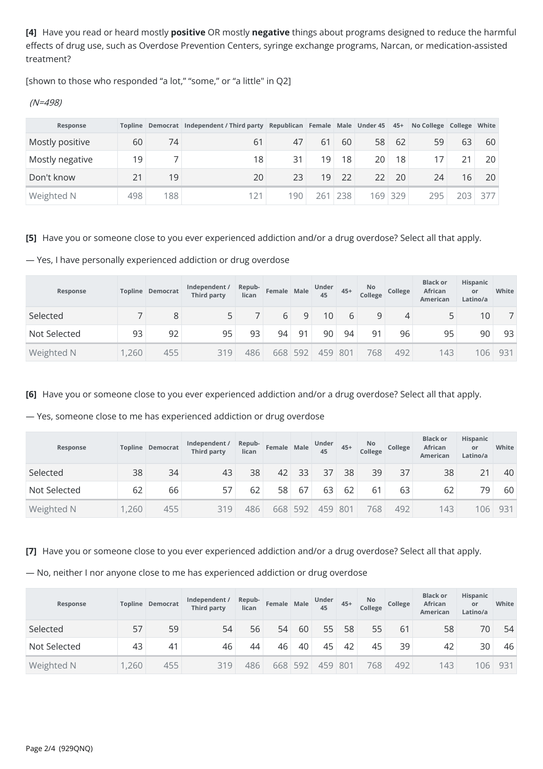**[4]** Have you read or heard mostly **positive** OR mostly **negative** things about programs designed to reduce the harmful effects of drug use, such as Overdose Prevention Centers, syringe exchange programs, Narcan, or medication-assisted treatment?

[shown to those who responded "a lot," "some," or "a little" in Q2]

*(N=498)*

| Response | Topline | Democrat | Independent / Third party | Republican | Female | Male | Under 45 | 45+ | No College | College | White |
|---|---|---|---|---|---|---|---|---|---|---|---|
| Mostly positive | 60 | 74 | 61 | 47 | 61 | 60 | 58 | 62 | 59 | 63 | 60 |
| Mostly negative | 19 | 7 | 18 | 31 | 19 | 18 | 20 | 18 | 17 | 21 | 20 |
| Don't know | 21 | 19 | 20 | 23 | 19 | 22 | 22 | 20 | 24 | 16 | 20 |
| Weighted N | 498 | 188 | 121 | 190 | 261 | 238 | 169 | 329 | 295 | 203 | 377 |

**[5]** Have you or someone close to you ever experienced addiction and/or a drug overdose? Select all that apply.

— Yes, I have personally experienced addiction or drug overdose

| Response | Topline | Democrat | Independent / Third party | Repub-lican | Female | Male | Under 45 | 45+ | No College | College | Black or African American | Hispanic or Latino/a | White |
|---|---|---|---|---|---|---|---|---|---|---|---|---|---|
| Selected | 7 | 8 | 5 | 7 | 6 | 9 | 10 | 6 | 9 | 4 | 5 | 10 | 7 |
| Not Selected | 93 | 92 | 95 | 93 | 94 | 91 | 90 | 94 | 91 | 96 | 95 | 90 | 93 |
| Weighted N | 1,260 | 455 | 319 | 486 | 668 | 592 | 459 | 801 | 768 | 492 | 143 | 106 | 931 |

**[6]** Have you or someone close to you ever experienced addiction and/or a drug overdose? Select all that apply.

— Yes, someone close to me has experienced addiction or drug overdose

| Response | Topline | Democrat | Independent / Third party | Repub-lican | Female | Male | Under 45 | 45+ | No College | College | Black or African American | Hispanic or Latino/a | White |
|---|---|---|---|---|---|---|---|---|---|---|---|---|---|
| Selected | 38 | 34 | 43 | 38 | 42 | 33 | 37 | 38 | 39 | 37 | 38 | 21 | 40 |
| Not Selected | 62 | 66 | 57 | 62 | 58 | 67 | 63 | 62 | 61 | 63 | 62 | 79 | 60 |
| Weighted N | 1,260 | 455 | 319 | 486 | 668 | 592 | 459 | 801 | 768 | 492 | 143 | 106 | 931 |

**[7]** Have you or someone close to you ever experienced addiction and/or a drug overdose? Select all that apply.

— No, neither I nor anyone close to me has experienced addiction or drug overdose

| Response | Topline | Democrat | Independent / Third party | Repub-lican | Female | Male | Under 45 | 45+ | No College | College | Black or African American | Hispanic or Latino/a | White |
|---|---|---|---|---|---|---|---|---|---|---|---|---|---|
| Selected | 57 | 59 | 54 | 56 | 54 | 60 | 55 | 58 | 55 | 61 | 58 | 70 | 54 |
| Not Selected | 43 | 41 | 46 | 44 | 46 | 40 | 45 | 42 | 45 | 39 | 42 | 30 | 46 |
| Weighted N | 1,260 | 455 | 319 | 486 | 668 | 592 | 459 | 801 | 768 | 492 | 143 | 106 | 931 |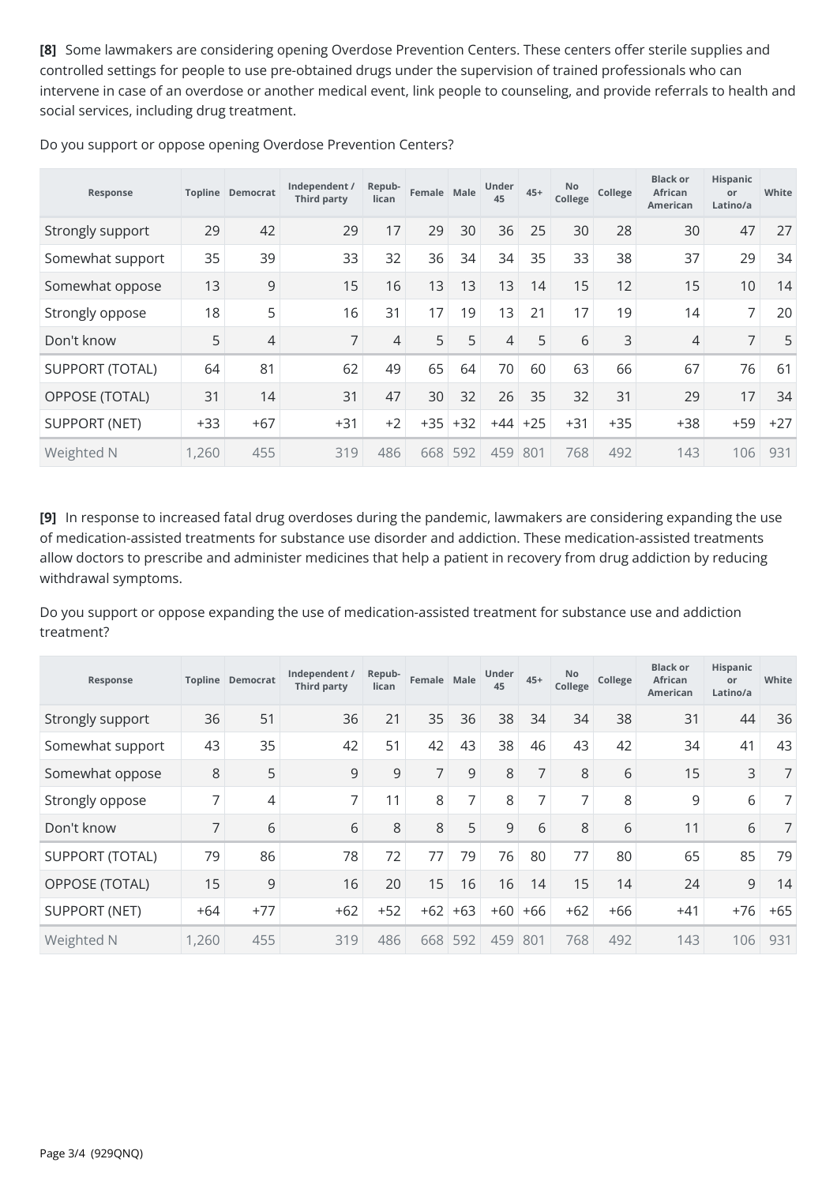**[8]** Some lawmakers are considering opening Overdose Prevention Centers. These centers offer sterile supplies and controlled settings for people to use pre-obtained drugs under the supervision of trained professionals who can intervene in case of an overdose or another medical event, link people to counseling, and provide referrals to health and social services, including drug treatment.

Do you support or oppose opening Overdose Prevention Centers?

| Response | Topline | Democrat | Independent / Third party | Repub-lican | Female | Male | Under 45 | 45+ | No College | College | Black or African American | Hispanic or Latino/a | White |
|---|---|---|---|---|---|---|---|---|---|---|---|---|---|
| Strongly support | 29 | 42 | 29 | 17 | 29 | 30 | 36 | 25 | 30 | 28 | 30 | 47 | 27 |
| Somewhat support | 35 | 39 | 33 | 32 | 36 | 34 | 34 | 35 | 33 | 38 | 37 | 29 | 34 |
| Somewhat oppose | 13 | 9 | 15 | 16 | 13 | 13 | 13 | 14 | 15 | 12 | 15 | 10 | 14 |
| Strongly oppose | 18 | 5 | 16 | 31 | 17 | 19 | 13 | 21 | 17 | 19 | 14 | 7 | 20 |
| Don't know | 5 | 4 | 7 | 4 | 5 | 5 | 4 | 5 | 6 | 3 | 4 | 7 | 5 |
| SUPPORT (TOTAL) | 64 | 81 | 62 | 49 | 65 | 64 | 70 | 60 | 63 | 66 | 67 | 76 | 61 |
| OPPOSE (TOTAL) | 31 | 14 | 31 | 47 | 30 | 32 | 26 | 35 | 32 | 31 | 29 | 17 | 34 |
| SUPPORT (NET) | +33 | +67 | +31 | +2 | +35 | +32 | +44 | +25 | +31 | +35 | +38 | +59 | +27 |
| Weighted N | 1,260 | 455 | 319 | 486 | 668 | 592 | 459 | 801 | 768 | 492 | 143 | 106 | 931 |

**[9]** In response to increased fatal drug overdoses during the pandemic, lawmakers are considering expanding the use of medication-assisted treatments for substance use disorder and addiction. These medication-assisted treatments allow doctors to prescribe and administer medicines that help a patient in recovery from drug addiction by reducing withdrawal symptoms.

Do you support or oppose expanding the use of medication-assisted treatment for substance use and addiction treatment?

| Response | Topline | Democrat | Independent / Third party | Repub-lican | Female | Male | Under 45 | 45+ | No College | College | Black or African American | Hispanic or Latino/a | White |
|---|---|---|---|---|---|---|---|---|---|---|---|---|---|
| Strongly support | 36 | 51 | 36 | 21 | 35 | 36 | 38 | 34 | 34 | 38 | 31 | 44 | 36 |
| Somewhat support | 43 | 35 | 42 | 51 | 42 | 43 | 38 | 46 | 43 | 42 | 34 | 41 | 43 |
| Somewhat oppose | 8 | 5 | 9 | 9 | 7 | 9 | 8 | 7 | 8 | 6 | 15 | 3 | 7 |
| Strongly oppose | 7 | 4 | 7 | 11 | 8 | 7 | 8 | 7 | 7 | 8 | 9 | 6 | 7 |
| Don't know | 7 | 6 | 6 | 8 | 8 | 5 | 9 | 6 | 8 | 6 | 11 | 6 | 7 |
| SUPPORT (TOTAL) | 79 | 86 | 78 | 72 | 77 | 79 | 76 | 80 | 77 | 80 | 65 | 85 | 79 |
| OPPOSE (TOTAL) | 15 | 9 | 16 | 20 | 15 | 16 | 16 | 14 | 15 | 14 | 24 | 9 | 14 |
| SUPPORT (NET) | +64 | +77 | +62 | +52 | +62 | +63 | +60 | +66 | +62 | +66 | +41 | +76 | +65 |
| Weighted N | 1,260 | 455 | 319 | 486 | 668 | 592 | 459 | 801 | 768 | 492 | 143 | 106 | 931 |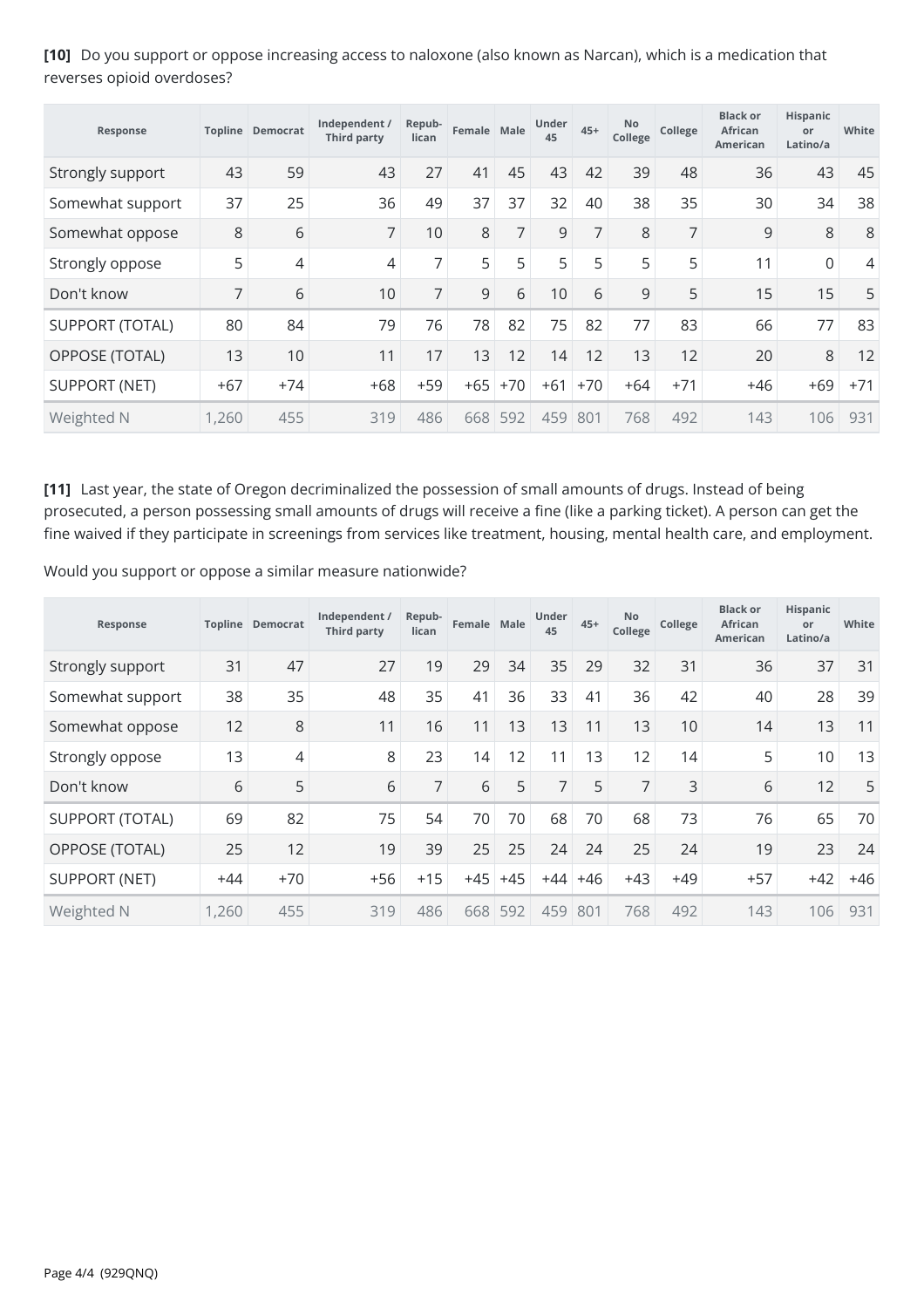**[10]** Do you support or oppose increasing access to naloxone (also known as Narcan), which is a medication that reverses opioid overdoses?

| Response | Topline | Democrat | Independent / Third party | Repub-lican | Female | Male | Under 45 | 45+ | No College | College | Black or African American | Hispanic or Latino/a | White |
|---|---|---|---|---|---|---|---|---|---|---|---|---|---|
| Strongly support | 43 | 59 | 43 | 27 | 41 | 45 | 43 | 42 | 39 | 48 | 36 | 43 | 45 |
| Somewhat support | 37 | 25 | 36 | 49 | 37 | 37 | 32 | 40 | 38 | 35 | 30 | 34 | 38 |
| Somewhat oppose | 8 | 6 | 7 | 10 | 8 | 7 | 9 | 7 | 8 | 7 | 9 | 8 | 8 |
| Strongly oppose | 5 | 4 | 4 | 7 | 5 | 5 | 5 | 5 | 5 | 5 | 11 | 0 | 4 |
| Don't know | 7 | 6 | 10 | 7 | 9 | 6 | 10 | 6 | 9 | 5 | 15 | 15 | 5 |
| SUPPORT (TOTAL) | 80 | 84 | 79 | 76 | 78 | 82 | 75 | 82 | 77 | 83 | 66 | 77 | 83 |
| OPPOSE (TOTAL) | 13 | 10 | 11 | 17 | 13 | 12 | 14 | 12 | 13 | 12 | 20 | 8 | 12 |
| SUPPORT (NET) | +67 | +74 | +68 | +59 | +65 | +70 | +61 | +70 | +64 | +71 | +46 | +69 | +71 |
| Weighted N | 1,260 | 455 | 319 | 486 | 668 | 592 | 459 | 801 | 768 | 492 | 143 | 106 | 931 |

**[11]** Last year, the state of Oregon decriminalized the possession of small amounts of drugs. Instead of being prosecuted, a person possessing small amounts of drugs will receive a fine (like a parking ticket). A person can get the fine waived if they participate in screenings from services like treatment, housing, mental health care, and employment.

Would you support or oppose a similar measure nationwide?

| Response | Topline | Democrat | Independent / Third party | Repub-lican | Female | Male | Under 45 | 45+ | No College | College | Black or African American | Hispanic or Latino/a | White |
|---|---|---|---|---|---|---|---|---|---|---|---|---|---|
| Strongly support | 31 | 47 | 27 | 19 | 29 | 34 | 35 | 29 | 32 | 31 | 36 | 37 | 31 |
| Somewhat support | 38 | 35 | 48 | 35 | 41 | 36 | 33 | 41 | 36 | 42 | 40 | 28 | 39 |
| Somewhat oppose | 12 | 8 | 11 | 16 | 11 | 13 | 13 | 11 | 13 | 10 | 14 | 13 | 11 |
| Strongly oppose | 13 | 4 | 8 | 23 | 14 | 12 | 11 | 13 | 12 | 14 | 5 | 10 | 13 |
| Don't know | 6 | 5 | 6 | 7 | 6 | 5 | 7 | 5 | 7 | 3 | 6 | 12 | 5 |
| SUPPORT (TOTAL) | 69 | 82 | 75 | 54 | 70 | 70 | 68 | 70 | 68 | 73 | 76 | 65 | 70 |
| OPPOSE (TOTAL) | 25 | 12 | 19 | 39 | 25 | 25 | 24 | 24 | 25 | 24 | 19 | 23 | 24 |
| SUPPORT (NET) | +44 | +70 | +56 | +15 | +45 | +45 | +44 | +46 | +43 | +49 | +57 | +42 | +46 |
| Weighted N | 1,260 | 455 | 319 | 486 | 668 | 592 | 459 | 801 | 768 | 492 | 143 | 106 | 931 |